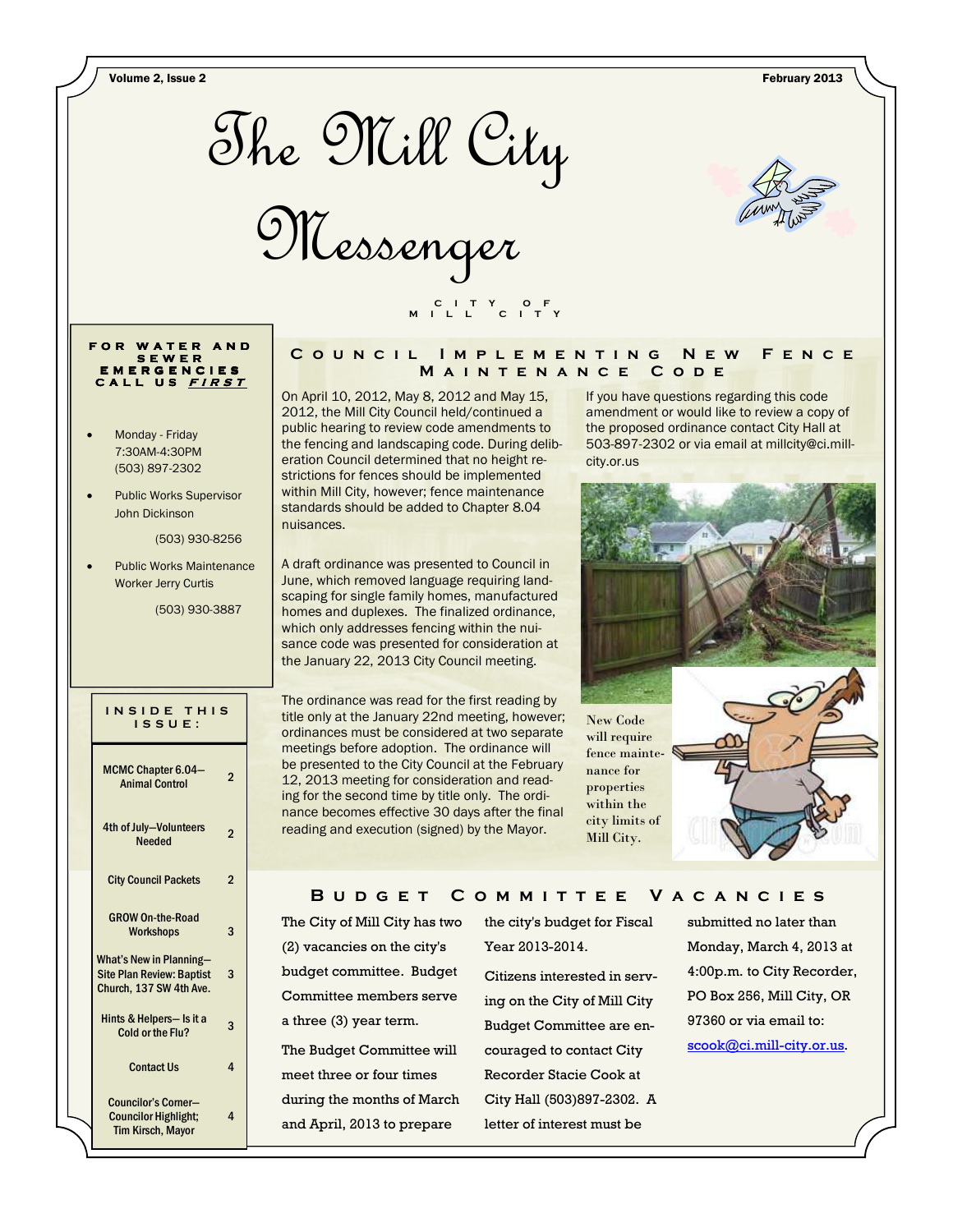# The Mill City Messenger

CITY OF MILL CITY

Volume 2, Issue 2 — February 2013

**FOR WATER AND SEWER EMERGENCIES CALL US *FIRST***

- Monday - Friday 7:30AM-4:30PM (503) 897-2302
- Public Works Supervisor John Dickinson (503) 930-8256
- Public Works Maintenance Worker Jerry Curtis (503) 930-3887

**INSIDE THIS ISSUE:**

| | |
|---|---|
| MCMC Chapter 6.04—Animal Control | 2 |
| 4th of July—Volunteers Needed | 2 |
| City Council Packets | 2 |
| GROW On-the-Road Workshops | 3 |
| What's New in Planning—Site Plan Review: Baptist Church, 137 SW 4th Ave. | 3 |
| Hints & Helpers— Is it a Cold or the Flu? | 3 |
| Contact Us | 4 |
| Councilor's Corner—Councilor Highlight; Tim Kirsch, Mayor | 4 |

## Council Implementing New Fence Maintenance Code

On April 10, 2012, May 8, 2012 and May 15, 2012, the Mill City Council held/continued a public hearing to review code amendments to the fencing and landscaping code. During deliberation Council determined that no height restrictions for fences should be implemented within Mill City, however; fence maintenance standards should be added to Chapter 8.04 nuisances.

A draft ordinance was presented to Council in June, which removed language requiring landscaping for single family homes, manufactured homes and duplexes. The finalized ordinance, which only addresses fencing within the nuisance code was presented for consideration at the January 22, 2013 City Council meeting.

The ordinance was read for the first reading by title only at the January 22nd meeting, however; ordinances must be considered at two separate meetings before adoption. The ordinance will be presented to the City Council at the February 12, 2013 meeting for consideration and reading for the second time by title only. The ordinance becomes effective 30 days after the final reading and execution (signed) by the Mayor.

If you have questions regarding this code amendment or would like to review a copy of the proposed ordinance contact City Hall at 503-897-2302 or via email at millcity@ci.mill-city.or.us

New Code will require fence maintenance for properties within the city limits of Mill City.

## Budget Committee Vacancies

The City of Mill City has two (2) vacancies on the city's budget committee. Budget Committee members serve a three (3) year term.

The Budget Committee will meet three or four times during the months of March and April, 2013 to prepare the city's budget for Fiscal Year 2013-2014.

Citizens interested in serving on the City of Mill City Budget Committee are encouraged to contact City Recorder Stacie Cook at City Hall (503)897-2302. A letter of interest must be submitted no later than Monday, March 4, 2013 at 4:00p.m. to City Recorder, PO Box 256, Mill City, OR 97360 or via email to: scook@ci.mill-city.or.us.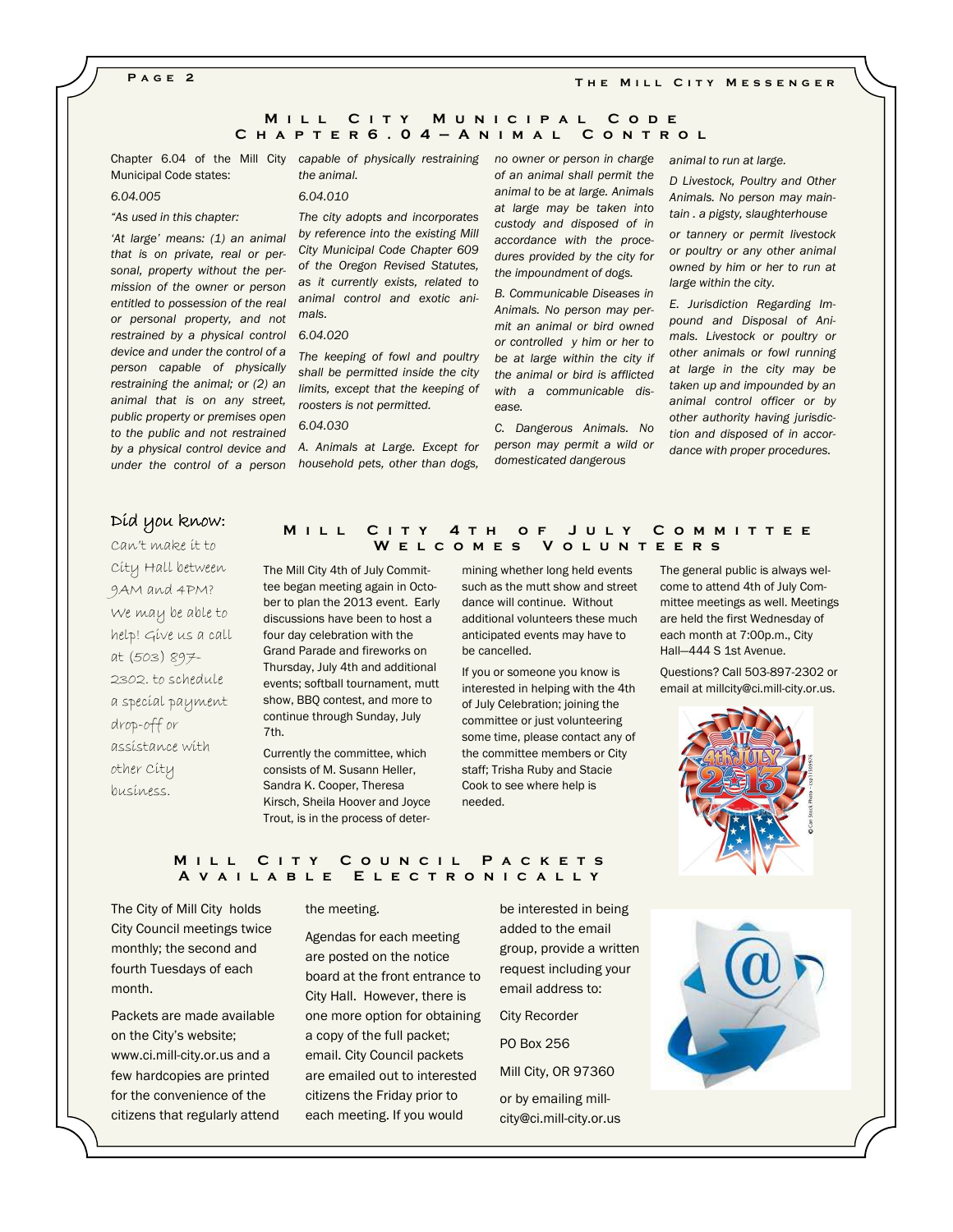## Mill City Municipal Code Chapter 6.04 – Animal Control

Chapter 6.04 of the Mill City Municipal Code states:

*6.04.005*

*"As used in this chapter:*

*'At large' means: (1) an animal that is on private, real or personal, property without the permission of the owner or person entitled to possession of the real or personal property, and not restrained by a physical control device and under the control of a person capable of physically restraining the animal; or (2) an animal that is on any street, public property or premises open to the public and not restrained by a physical control device and under the control of a person capable of physically restraining the animal.*

*6.04.010*

*The city adopts and incorporates by reference into the existing Mill City Municipal Code Chapter 609 of the Oregon Revised Statutes, as it currently exists, related to animal control and exotic animals.*

*6.04.020*

*The keeping of fowl and poultry shall be permitted inside the city limits, except that the keeping of roosters is not permitted.*

*6.04.030*

*A. Animals at Large. Except for household pets, other than dogs, no owner or person in charge of an animal shall permit the animal to be at large. Animals at large may be taken into custody and disposed of in accordance with the procedures provided by the city for the impoundment of dogs.*

*B. Communicable Diseases in Animals. No person may permit an animal or bird owned or controlled y him or her to be at large within the city if the animal or bird is afflicted with a communicable disease.*

*C. Dangerous Animals. No person may permit a wild or domesticated dangerous animal to run at large.*

*D Livestock, Poultry and Other Animals. No person may maintain . a pigsty, slaughterhouse or tannery or permit livestock or poultry or any other animal owned by him or her to run at large within the city.*

*E. Jurisdiction Regarding Impound and Disposal of Animals. Livestock or poultry or other animals or fowl running at large in the city may be taken up and impounded by an animal control officer or by other authority having jurisdiction and disposed of in accordance with proper procedures.*

### Did you know:

Can't make it to City Hall between 9AM and 4PM? We may be able to help! Give us a call at (503) 897-2302. to schedule a special payment drop-off or assistance with other City business.

## Mill City 4th of July Committee Welcomes Volunteers

The Mill City 4th of July Committee began meeting again in October to plan the 2013 event. Early discussions have been to host a four day celebration with the Grand Parade and fireworks on Thursday, July 4th and additional events; softball tournament, mutt show, BBQ contest, and more to continue through Sunday, July 7th.

Currently the committee, which consists of M. Susann Heller, Sandra K. Cooper, Theresa Kirsch, Sheila Hoover and Joyce Trout, is in the process of determining whether long held events such as the mutt show and street dance will continue. Without additional volunteers these much anticipated events may have to be cancelled.

If you or someone you know is interested in helping with the 4th of July Celebration; joining the committee or just volunteering some time, please contact any of the committee members or City staff; Trisha Ruby and Stacie Cook to see where help is needed.

The general public is always welcome to attend 4th of July Committee meetings as well. Meetings are held the first Wednesday of each month at 7:00p.m., City Hall—444 S 1st Avenue.

Questions? Call 503-897-2302 or email at millcity@ci.mill-city.or.us.

## Mill City Council Packets Available Electronically

The City of Mill City holds City Council meetings twice monthly; the second and fourth Tuesdays of each month.

Packets are made available on the City's website; www.ci.mill-city.or.us and a few hardcopies are printed for the convenience of the citizens that regularly attend the meeting.

Agendas for each meeting are posted on the notice board at the front entrance to City Hall. However, there is one more option for obtaining a copy of the full packet; email. City Council packets are emailed out to interested citizens the Friday prior to each meeting. If you would be interested in being added to the email group, provide a written request including your email address to:

City Recorder

PO Box 256

Mill City, OR 97360

or by emailing millcity@ci.mill-city.or.us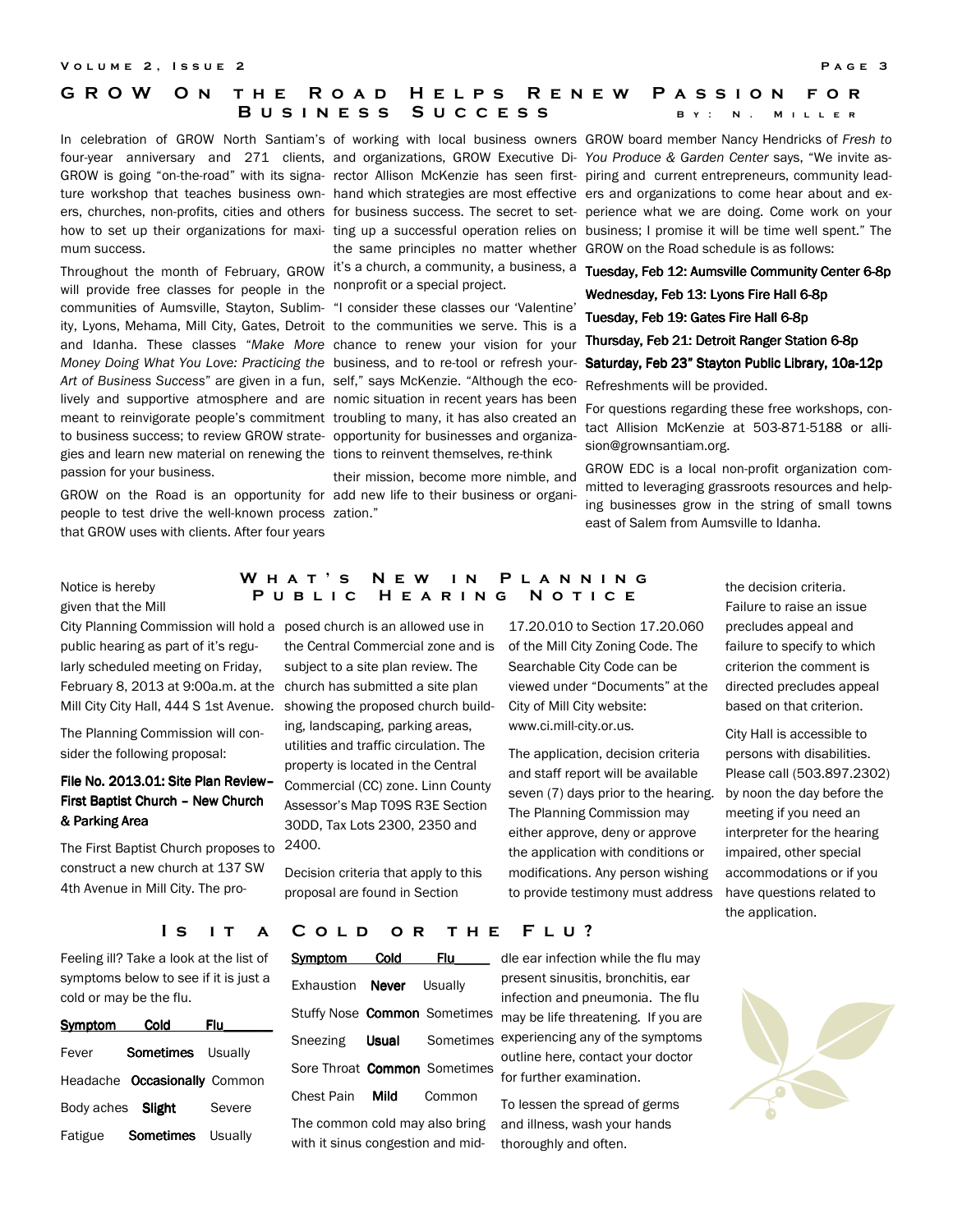## GROW On the Road Helps Renew Passion for Business Success

By: N. Miller

In celebration of GROW North Santiam's four-year anniversary and 271 clients, GROW is going "on-the-road" with its signature workshop that teaches business owners, churches, non-profits, cities and others how to set up their organizations for maximum success.

Throughout the month of February, GROW will provide free classes for people in the communities of Aumsville, Stayton, Sublimity, Lyons, Mehama, Mill City, Gates, Detroit and Idanha. These classes "*Make More Money Doing What You Love: Practicing the Art of Business Success*" are given in a fun, lively and supportive atmosphere and are meant to reinvigorate people's commitment to business success; to review GROW strategies and learn new material on renewing the passion for your business.

GROW on the Road is an opportunity for people to test drive the well-known process that GROW uses with clients. After four years of working with local business owners and organizations, GROW Executive Director Allison McKenzie has seen first-hand which strategies are most effective for business success. The secret to setting up a successful operation relies on the same principles no matter whether it's a church, a community, a business, a nonprofit or a special project.

"I consider these classes our 'Valentine' to the communities we serve. This is a chance to renew your vision for your business, and to re-tool or refresh yourself," says McKenzie. "Although the economic situation in recent years has been troubling to many, it has also created an opportunity for businesses and organizations to reinvent themselves, re-think their mission, become more nimble, and add new life to their business or organization."

GROW board member Nancy Hendricks of *Fresh to You Produce & Garden Center* says, "We invite aspiring and current entrepreneurs, community leaders and organizations to come hear about and experience what we are doing. Come work on your business; I promise it will be time well spent." The GROW on the Road schedule is as follows:

**Tuesday, Feb 12: Aumsville Community Center 6-8p**

**Wednesday, Feb 13: Lyons Fire Hall 6-8p**

**Tuesday, Feb 19: Gates Fire Hall 6-8p**

**Thursday, Feb 21: Detroit Ranger Station 6-8p**

**Saturday, Feb 23" Stayton Public Library, 10a-12p**

Refreshments will be provided.

For questions regarding these free workshops, contact Allision McKenzie at 503-871-5188 or allision@grownsantiam.org.

GROW EDC is a local non-profit organization committed to leveraging grassroots resources and helping businesses grow in the string of small towns east of Salem from Aumsville to Idanha.

## What's New in Planning Public Hearing Notice

Notice is hereby given that the Mill City Planning Commission will hold a public hearing as part of it's regularly scheduled meeting on Friday, February 8, 2013 at 9:00a.m. at the Mill City City Hall, 444 S 1st Avenue.

The Planning Commission will consider the following proposal:

**File No. 2013.01: Site Plan Review– First Baptist Church – New Church & Parking Area**

The First Baptist Church proposes to construct a new church at 137 SW 4th Avenue in Mill City. The proposed church is an allowed use in the Central Commercial zone and is subject to a site plan review. The church has submitted a site plan showing the proposed church building, landscaping, parking areas, utilities and traffic circulation. The property is located in the Central Commercial (CC) zone. Linn County Assessor's Map T09S R3E Section 30DD, Tax Lots 2300, 2350 and 2400.

Decision criteria that apply to this proposal are found in Section 17.20.010 to Section 17.20.060 of the Mill City Zoning Code. The Searchable City Code can be viewed under "Documents" at the City of Mill City website: www.ci.mill-city.or.us.

The application, decision criteria and staff report will be available seven (7) days prior to the hearing. The Planning Commission may either approve, deny or approve the application with conditions or modifications. Any person wishing to provide testimony must address the decision criteria. Failure to raise an issue precludes appeal and failure to specify to which criterion the comment is directed precludes appeal based on that criterion.

City Hall is accessible to persons with disabilities. Please call (503.897.2302) by noon the day before the meeting if you need an interpreter for the hearing impaired, other special accommodations or if you have questions related to the application.

## Is it a Cold or the Flu?

Feeling ill? Take a look at the list of symptoms below to see if it is just a cold or may be the flu.

| Symptom | Cold | Flu |
|---|---|---|
| Fever | **Sometimes** | Usually |
| Headache | **Occasionally** | Common |
| Body aches | **Slight** | Severe |
| Fatigue | **Sometimes** | Usually |
| Exhaustion | **Never** | Usually |
| Stuffy Nose | **Common** | Sometimes |
| Sneezing | **Usual** | Sometimes |
| Sore Throat | **Common** | Sometimes |
| Chest Pain | **Mild** | Common |

The common cold may also bring with it sinus congestion and middle ear infection while the flu may present sinusitis, bronchitis, ear infection and pneumonia. The flu may be life threatening. If you are experiencing any of the symptoms outline here, contact your doctor for further examination.

To lessen the spread of germs and illness, wash your hands thoroughly and often.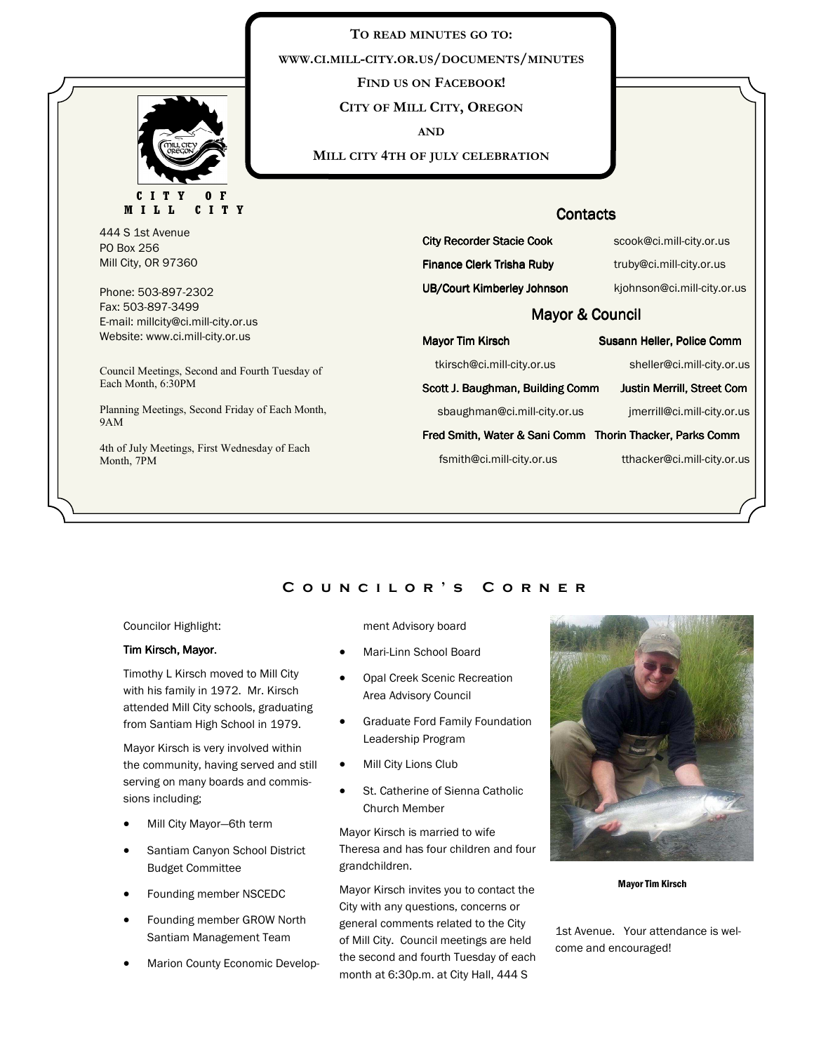**To read minutes go to:**

**www.ci.mill-city.or.us/documents/minutes**

**Find us on Facebook!**

**City of Mill City, Oregon**

**and**

**Mill city 4th of july celebration**

**CITY OF MILL CITY**

444 S 1st Avenue
PO Box 256
Mill City, OR 97360

Phone: 503-897-2302
Fax: 503-897-3499
E-mail: millcity@ci.mill-city.or.us
Website: www.ci.mill-city.or.us

Council Meetings, Second and Fourth Tuesday of Each Month, 6:30PM

Planning Meetings, Second Friday of Each Month, 9AM

4th of July Meetings, First Wednesday of Each Month, 7PM

## Contacts

| | |
|---|---|
| City Recorder Stacie Cook | scook@ci.mill-city.or.us |
| Finance Clerk Trisha Ruby | truby@ci.mill-city.or.us |
| UB/Court Kimberley Johnson | kjohnson@ci.mill-city.or.us |

## Mayor & Council

**Mayor Tim Kirsch**
tkirsch@ci.mill-city.or.us

**Susann Heller, Police Comm**
sheller@ci.mill-city.or.us

**Scott J. Baughman, Building Comm**
sbaughman@ci.mill-city.or.us

**Justin Merrill, Street Com**
jmerrill@ci.mill-city.or.us

**Fred Smith, Water & Sani Comm**
fsmith@ci.mill-city.or.us

**Thorin Thacker, Parks Comm**
tthacker@ci.mill-city.or.us

# Councilor's Corner

Councilor Highlight:

**Tim Kirsch, Mayor.**

Timothy L Kirsch moved to Mill City with his family in 1972. Mr. Kirsch attended Mill City schools, graduating from Santiam High School in 1979.

Mayor Kirsch is very involved within the community, having served and still serving on many boards and commissions including;

- Mill City Mayor—6th term
- Santiam Canyon School District Budget Committee
- Founding member NSCEDC
- Founding member GROW North Santiam Management Team
- Marion County Economic Development Advisory board
- Mari-Linn School Board
- Opal Creek Scenic Recreation Area Advisory Council
- Graduate Ford Family Foundation Leadership Program
- Mill City Lions Club
- St. Catherine of Sienna Catholic Church Member

Mayor Kirsch is married to wife Theresa and has four children and four grandchildren.

Mayor Kirsch invites you to contact the City with any questions, concerns or general comments related to the City of Mill City. Council meetings are held the second and fourth Tuesday of each month at 6:30p.m. at City Hall, 444 S 1st Avenue. Your attendance is welcome and encouraged!

Mayor Tim Kirsch